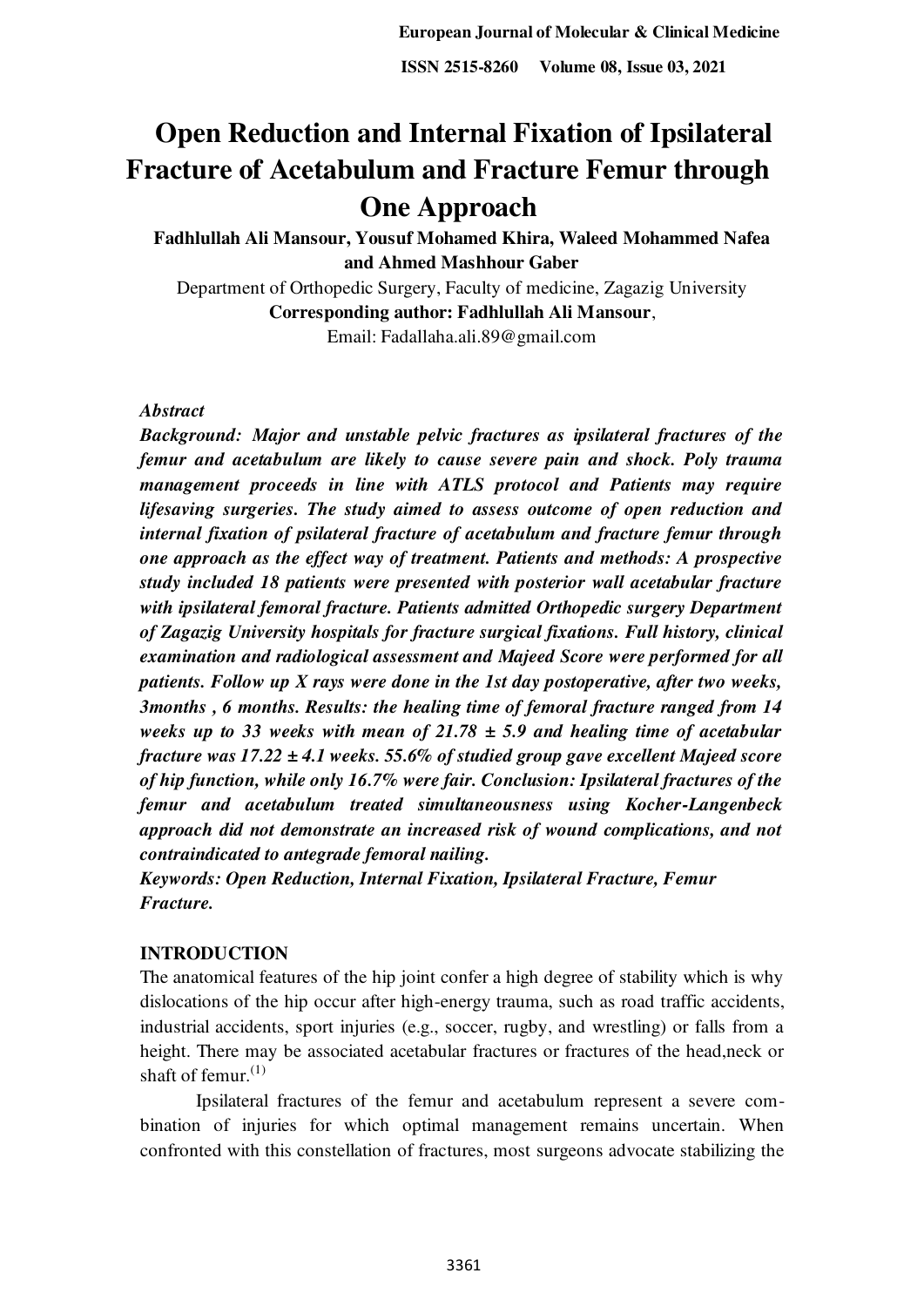# Open Reduction and Internal Fixation of Ipsilateral Fracture of Acetabulum and Fracture Femur through One Approach

**Fadhlullah Ali Mansour, Yousuf Mohamed Khira, Waleed Mohammed Nafea and Ahmed Mashhour Gaber**

Department of Orthopedic Surgery, Faculty of medicine, Zagazig University

**Corresponding author: Fadhlullah Ali Mansour**,

Email: Fadallaha.ali.89@gmail.com

*Abstract*

***Background:** Major and unstable pelvic fractures as ipsilateral fractures of the femur and acetabulum are likely to cause severe pain and shock. Poly trauma management proceeds in line with ATLS protocol and Patients may require lifesaving surgeries. The study aimed to assess outcome of open reduction and internal fixation of psilateral fracture of acetabulum and fracture femur through one approach as the effect way of treatment. **Patients and methods:** A prospective study included 18 patients were presented with posterior wall acetabular fracture with ipsilateral femoral fracture. Patients admitted Orthopedic surgery Department of Zagazig University hospitals for fracture surgical fixations. Full history, clinical examination and radiological assessment and Majeed Score were performed for all patients. Follow up X rays were done in the 1st day postoperative, after two weeks, 3months , 6 months. **Results:** the healing time of femoral fracture ranged from 14 weeks up to 33 weeks with mean of 21.78 ± 5.9 and healing time of acetabular fracture was 17.22 ± 4.1 weeks. 55.6% of studied group gave excellent Majeed score of hip function, while only 16.7% were fair. **Conclusion:** Ipsilateral fractures of the femur and acetabulum treated simultaneousness using Kocher-Langenbeck approach did not demonstrate an increased risk of wound complications, and not contraindicated to antegrade femoral nailing.*

***Keywords:** Open Reduction, Internal Fixation, Ipsilateral Fracture, Femur Fracture.*

## INTRODUCTION

The anatomical features of the hip joint confer a high degree of stability which is why dislocations of the hip occur after high-energy trauma, such as road traffic accidents, industrial accidents, sport injuries (e.g., soccer, rugby, and wrestling) or falls from a height. There may be associated acetabular fractures or fractures of the head,neck or shaft of femur.[1]

Ipsilateral fractures of the femur and acetabulum represent a severe combination of injuries for which optimal management remains uncertain. When confronted with this constellation of fractures, most surgeons advocate stabilizing the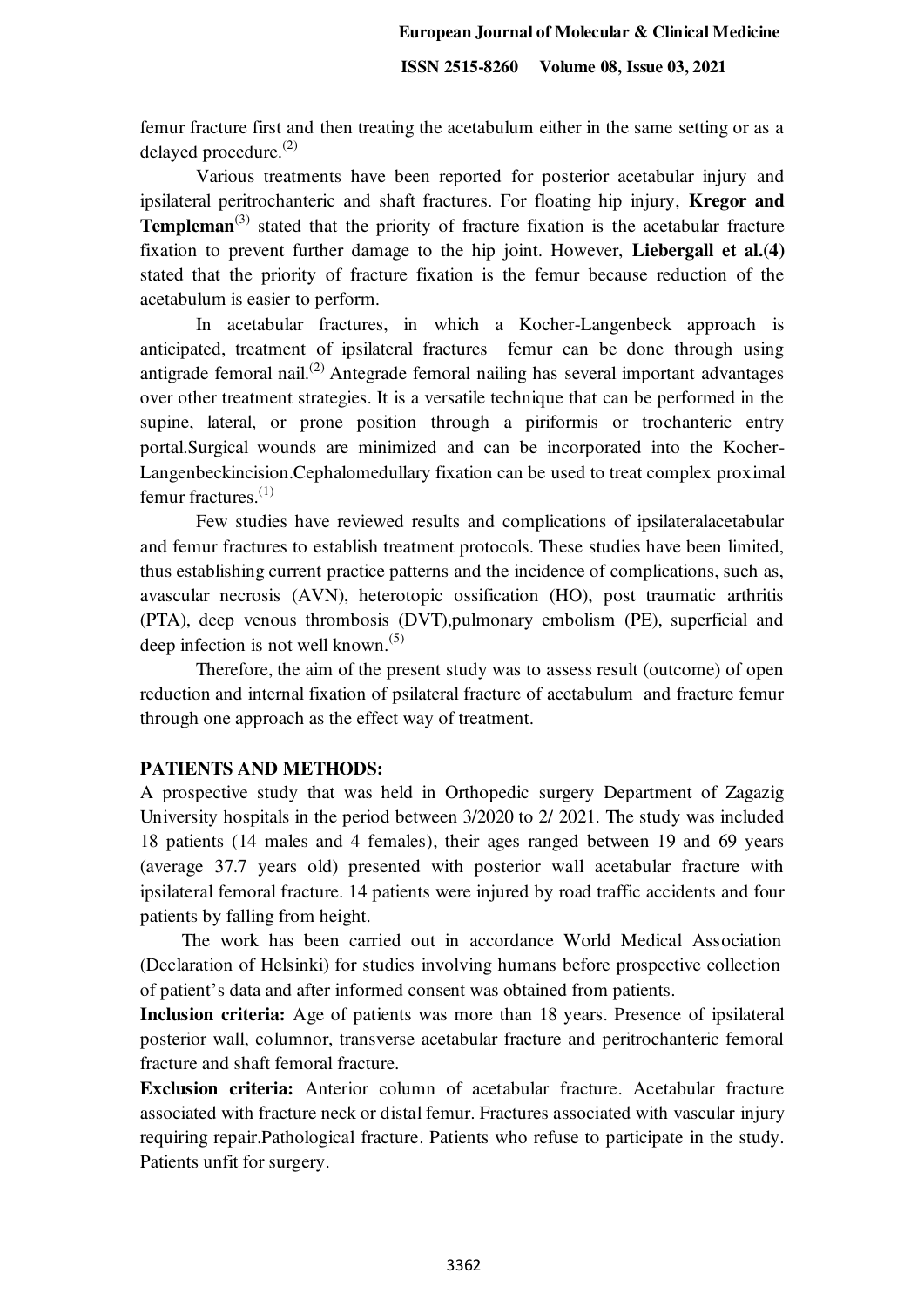femur fracture first and then treating the acetabulum either in the same setting or as a delayed procedure.[2]

Various treatments have been reported for posterior acetabular injury and ipsilateral peritrochanteric and shaft fractures. For floating hip injury, **Kregor and Templeman**[3] stated that the priority of fracture fixation is the acetabular fracture fixation to prevent further damage to the hip joint. However, **Liebergall et al.(4)** stated that the priority of fracture fixation is the femur because reduction of the acetabulum is easier to perform.

In acetabular fractures, in which a Kocher-Langenbeck approach is anticipated, treatment of ipsilateral fractures femur can be done through using antigrade femoral nail.[2] Antegrade femoral nailing has several important advantages over other treatment strategies. It is a versatile technique that can be performed in the supine, lateral, or prone position through a piriformis or trochanteric entry portal.Surgical wounds are minimized and can be incorporated into the Kocher-Langenbeckincision.Cephalomedullary fixation can be used to treat complex proximal femur fractures.[1]

Few studies have reviewed results and complications of ipsilateralacetabular and femur fractures to establish treatment protocols. These studies have been limited, thus establishing current practice patterns and the incidence of complications, such as, avascular necrosis (AVN), heterotopic ossification (HO), post traumatic arthritis (PTA), deep venous thrombosis (DVT),pulmonary embolism (PE), superficial and deep infection is not well known.[5]

Therefore, the aim of the present study was to assess result (outcome) of open reduction and internal fixation of psilateral fracture of acetabulum and fracture femur through one approach as the effect way of treatment.

## PATIENTS AND METHODS:

A prospective study that was held in Orthopedic surgery Department of Zagazig University hospitals in the period between 3/2020 to 2/ 2021. The study was included 18 patients (14 males and 4 females), their ages ranged between 19 and 69 years (average 37.7 years old) presented with posterior wall acetabular fracture with ipsilateral femoral fracture. 14 patients were injured by road traffic accidents and four patients by falling from height.

The work has been carried out in accordance World Medical Association (Declaration of Helsinki) for studies involving humans before prospective collection of patient's data and after informed consent was obtained from patients.

**Inclusion criteria:** Age of patients was more than 18 years. Presence of ipsilateral posterior wall, columnor, transverse acetabular fracture and peritrochanteric femoral fracture and shaft femoral fracture.

**Exclusion criteria:** Anterior column of acetabular fracture. Acetabular fracture associated with fracture neck or distal femur. Fractures associated with vascular injury requiring repair.Pathological fracture. Patients who refuse to participate in the study. Patients unfit for surgery.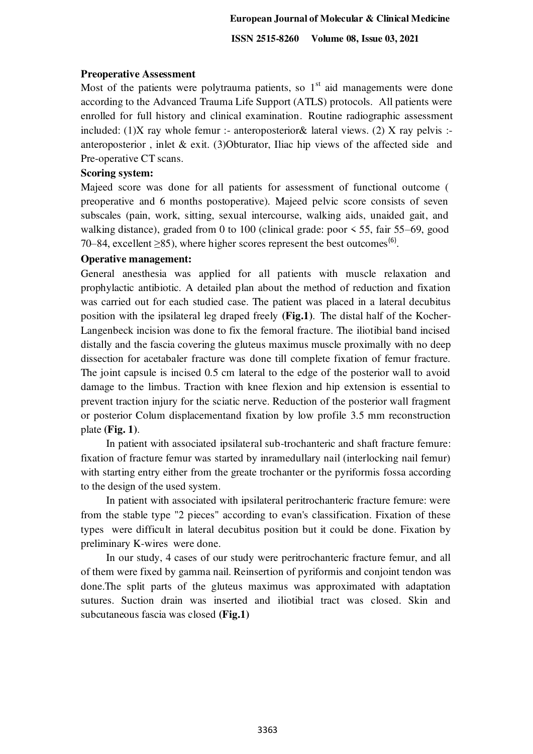**Preoperative Assessment**

Most of the patients were polytrauma patients, so 1st aid managements were done according to the Advanced Trauma Life Support (ATLS) protocols. All patients were enrolled for full history and clinical examination. Routine radiographic assessment included: (1)X ray whole femur :- anteroposterior& lateral views. (2) X ray pelvis :- anteroposterior , inlet & exit. (3)Obturator, Iliac hip views of the affected side and Pre-operative CT scans.

**Scoring system:**

Majeed score was done for all patients for assessment of functional outcome ( preoperative and 6 months postoperative). Majeed pelvic score consists of seven subscales (pain, work, sitting, sexual intercourse, walking aids, unaided gait, and walking distance), graded from 0 to 100 (clinical grade: poor < 55, fair 55–69, good 70–84, excellent ≥85), where higher scores represent the best outcomes[6].

**Operative management:**

General anesthesia was applied for all patients with muscle relaxation and prophylactic antibiotic. A detailed plan about the method of reduction and fixation was carried out for each studied case. The patient was placed in a lateral decubitus position with the ipsilateral leg draped freely **(Fig.1)**. The distal half of the Kocher-Langenbeck incision was done to fix the femoral fracture. The iliotibial band incised distally and the fascia covering the gluteus maximus muscle proximally with no deep dissection for acetabaler fracture was done till complete fixation of femur fracture. The joint capsule is incised 0.5 cm lateral to the edge of the posterior wall to avoid damage to the limbus. Traction with knee flexion and hip extension is essential to prevent traction injury for the sciatic nerve. Reduction of the posterior wall fragment or posterior Colum displacementand fixation by low profile 3.5 mm reconstruction plate **(Fig. 1)**.

In patient with associated ipsilateral sub-trochanteric and shaft fracture femure: fixation of fracture femur was started by inramedullary nail (interlocking nail femur) with starting entry either from the greate trochanter or the pyriformis fossa according to the design of the used system.

In patient with associated with ipsilateral peritrochanteric fracture femure: were from the stable type "2 pieces" according to evan's classification. Fixation of these types were difficult in lateral decubitus position but it could be done. Fixation by preliminary K-wires were done.

In our study, 4 cases of our study were peritrochanteric fracture femur, and all of them were fixed by gamma nail. Reinsertion of pyriformis and conjoint tendon was done.The split parts of the gluteus maximus was approximated with adaptation sutures. Suction drain was inserted and iliotibial tract was closed. Skin and subcutaneous fascia was closed **(Fig.1)**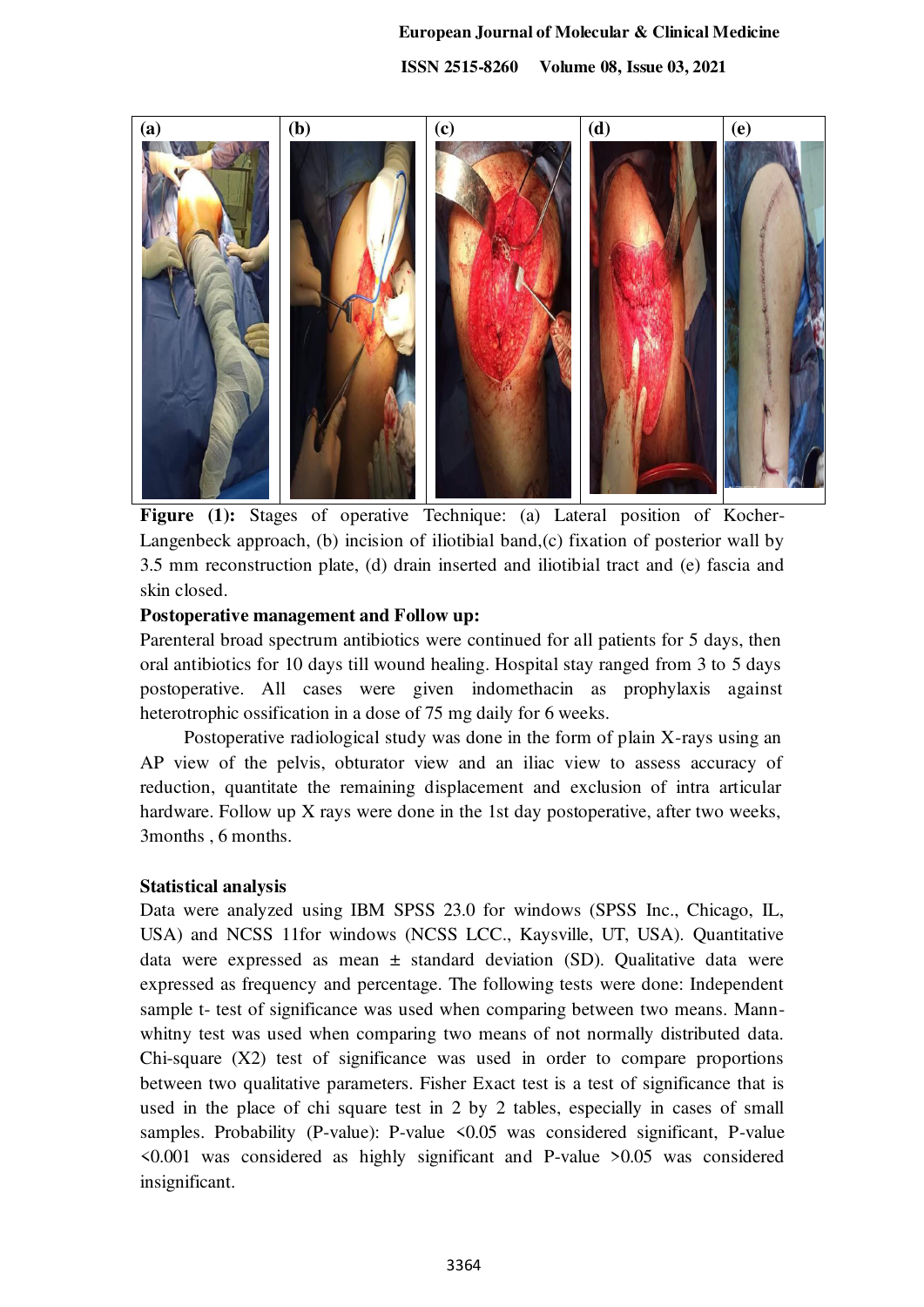**Figure (1):** Stages of operative Technique: (a) Lateral position of Kocher-Langenbeck approach, (b) incision of iliotibial band,(c) fixation of posterior wall by 3.5 mm reconstruction plate, (d) drain inserted and iliotibial tract and (e) fascia and skin closed.

**Postoperative management and Follow up:**

Parenteral broad spectrum antibiotics were continued for all patients for 5 days, then oral antibiotics for 10 days till wound healing. Hospital stay ranged from 3 to 5 days postoperative. All cases were given indomethacin as prophylaxis against heterotrophic ossification in a dose of 75 mg daily for 6 weeks.

Postoperative radiological study was done in the form of plain X-rays using an AP view of the pelvis, obturator view and an iliac view to assess accuracy of reduction, quantitate the remaining displacement and exclusion of intra articular hardware. Follow up X rays were done in the 1st day postoperative, after two weeks, 3months , 6 months.

**Statistical analysis**

Data were analyzed using IBM SPSS 23.0 for windows (SPSS Inc., Chicago, IL, USA) and NCSS 11for windows (NCSS LCC., Kaysville, UT, USA). Quantitative data were expressed as mean ± standard deviation (SD). Qualitative data were expressed as frequency and percentage. The following tests were done: Independent sample t- test of significance was used when comparing between two means. Mann-whitny test was used when comparing two means of not normally distributed data. Chi-square ($X^2$) test of significance was used in order to compare proportions between two qualitative parameters. Fisher Exact test is a test of significance that is used in the place of chi square test in 2 by 2 tables, especially in cases of small samples. Probability (P-value): P-value <0.05 was considered significant, P-value <0.001 was considered as highly significant and P-value >0.05 was considered insignificant.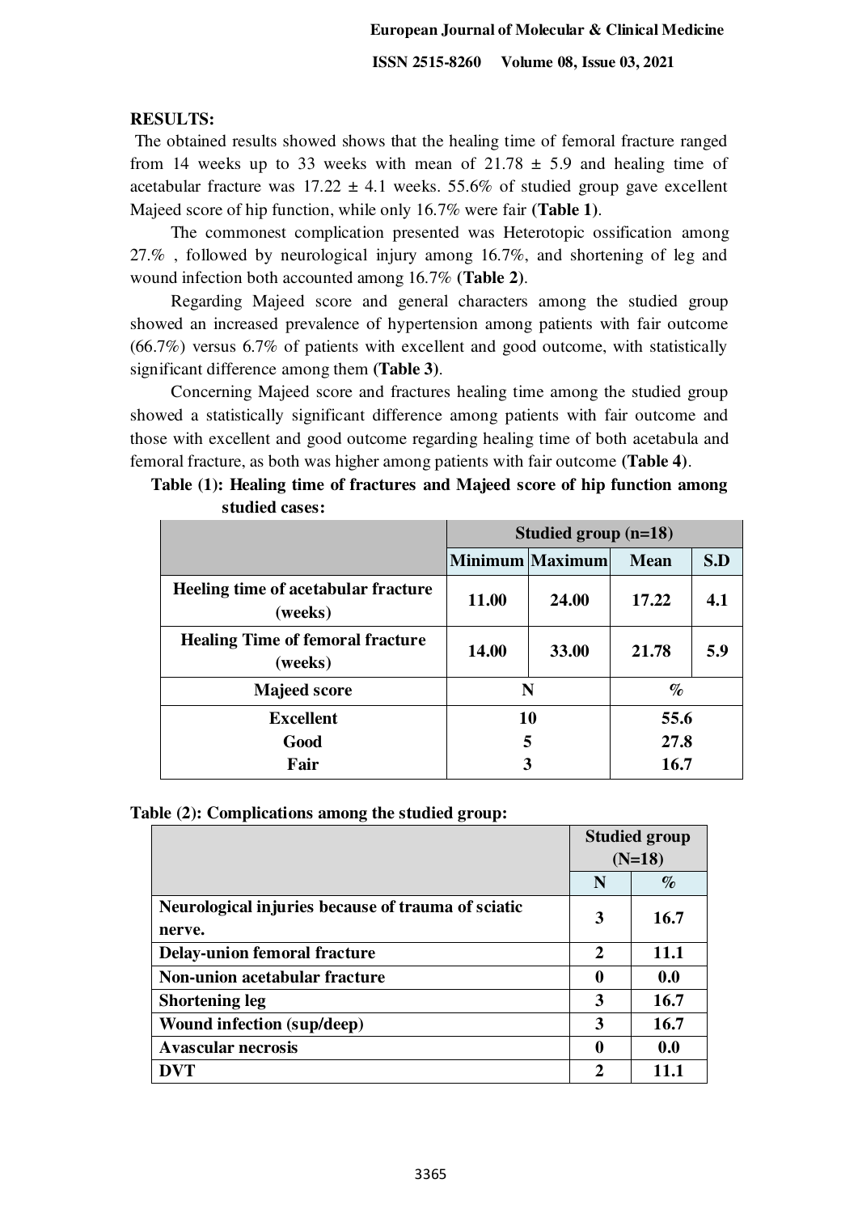**RESULTS:**

The obtained results showed shows that the healing time of femoral fracture ranged from 14 weeks up to 33 weeks with mean of 21.78 ± 5.9 and healing time of acetabular fracture was 17.22 ± 4.1 weeks. 55.6% of studied group gave excellent Majeed score of hip function, while only 16.7% were fair **(Table 1)**.

The commonest complication presented was Heterotopic ossification among 27.% , followed by neurological injury among 16.7%, and shortening of leg and wound infection both accounted among 16.7% **(Table 2)**.

Regarding Majeed score and general characters among the studied group showed an increased prevalence of hypertension among patients with fair outcome (66.7%) versus 6.7% of patients with excellent and good outcome, with statistically significant difference among them **(Table 3)**.

Concerning Majeed score and fractures healing time among the studied group showed a statistically significant difference among patients with fair outcome and those with excellent and good outcome regarding healing time of both acetabula and femoral fracture, as both was higher among patients with fair outcome **(Table 4)**.

**Table (1): Healing time of fractures and Majeed score of hip function among studied cases:**

| | Studied group (n=18) | | | |
|---|---|---|---|---|
| | **Minimum** | **Maximum** | **Mean** | **S.D** |
| **Heeling time of acetabular fracture (weeks)** | 11.00 | 24.00 | 17.22 | 4.1 |
| **Healing Time of femoral fracture (weeks)** | 14.00 | 33.00 | 21.78 | 5.9 |
| **Majeed score** | **N** | | **%** | |
| **Excellent** | 10 | | 55.6 | |
| **Good** | 5 | | 27.8 | |
| **Fair** | 3 | | 16.7 | |

**Table (2): Complications among the studied group:**

| | Studied group (N=18) | |
|---|---|---|
| | **N** | **%** |
| **Neurological injuries because of trauma of sciatic nerve.** | 3 | 16.7 |
| **Delay-union femoral fracture** | 2 | 11.1 |
| **Non-union acetabular fracture** | 0 | 0.0 |
| **Shortening leg** | 3 | 16.7 |
| **Wound infection (sup/deep)** | 3 | 16.7 |
| **Avascular necrosis** | 0 | 0.0 |
| **DVT** | 2 | 11.1 |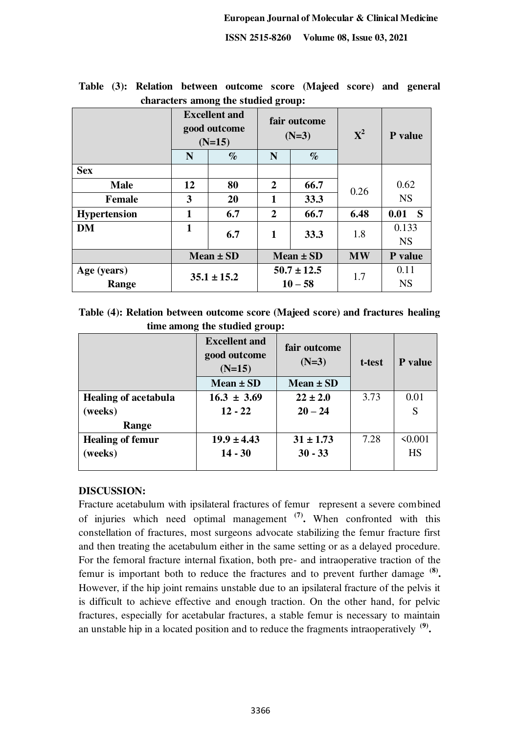**Table (3): Relation between outcome score (Majeed score) and general characters among the studied group:**

| | Excellent and good outcome (N=15) | | fair outcome (N=3) | | $X^2$ | P value |
|---|---|---|---|---|---|---|
| | N | % | N | % | | |
| **Sex** | | | | | | |
| **Male** | **12** | **80** | **2** | **66.7** | 0.26 | 0.62 NS |
| **Female** | **3** | **20** | **1** | **33.3** | | |
| **Hypertension** | **1** | **6.7** | **2** | **66.7** | **6.48** | **0.01 S** |
| **DM** | **1** | **6.7** | **1** | **33.3** | 1.8 | 0.133 NS |
| | **Mean ± SD** | | **Mean ± SD** | | **MW** | **P value** |
| **Age (years)** <br> **Range** | **35.1 ± 15.2** | | **50.7 ± 12.5** <br> **10 – 58** | | 1.7 | 0.11 NS |

**Table (4): Relation between outcome score (Majeed score) and fractures healing time among the studied group:**

| | Excellent and good outcome (N=15) | fair outcome (N=3) | t-test | P value |
|---|---|---|---|---|
| | Mean ± SD | Mean ± SD | | |
| **Healing of acetabula (weeks)** <br> **Range** | **16.3 ± 3.69** <br> **12 - 22** | **22 ± 2.0** <br> **20 – 24** | 3.73 | 0.01 S |
| **Healing of femur (weeks)** | **19.9 ± 4.43** <br> **14 - 30** | **31 ± 1.73** <br> **30 - 33** | 7.28 | <0.001 HS |

## DISCUSSION:

Fracture acetabulum with ipsilateral fractures of femur represent a severe combined of injuries which need optimal management [7]**.** When confronted with this constellation of fractures, most surgeons advocate stabilizing the femur fracture first and then treating the acetabulum either in the same setting or as a delayed procedure. For the femoral fracture internal fixation, both pre- and intraoperative traction of the femur is important both to reduce the fractures and to prevent further damage [8]**.** However, if the hip joint remains unstable due to an ipsilateral fracture of the pelvis it is difficult to achieve effective and enough traction. On the other hand, for pelvic fractures, especially for acetabular fractures, a stable femur is necessary to maintain an unstable hip in a located position and to reduce the fragments intraoperatively [9]**.**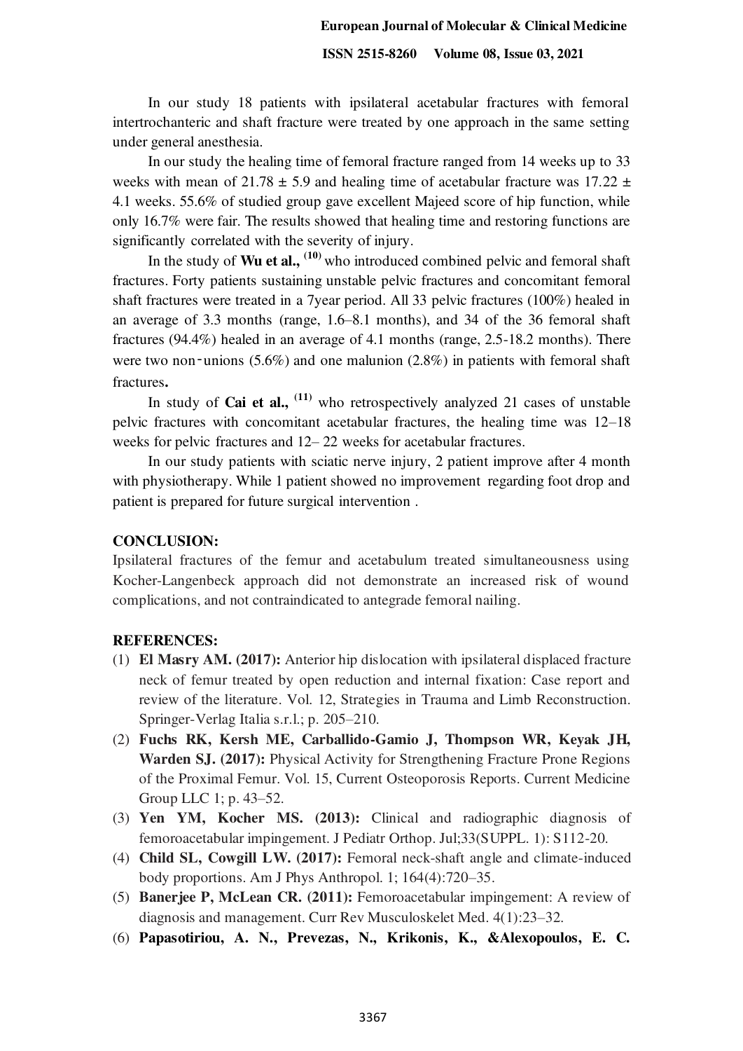In our study 18 patients with ipsilateral acetabular fractures with femoral intertrochanteric and shaft fracture were treated by one approach in the same setting under general anesthesia.

In our study the healing time of femoral fracture ranged from 14 weeks up to 33 weeks with mean of 21.78 ± 5.9 and healing time of acetabular fracture was 17.22 ± 4.1 weeks. 55.6% of studied group gave excellent Majeed score of hip function, while only 16.7% were fair. The results showed that healing time and restoring functions are significantly correlated with the severity of injury.

In the study of **Wu et al.,** [10] who introduced combined pelvic and femoral shaft fractures. Forty patients sustaining unstable pelvic fractures and concomitant femoral shaft fractures were treated in a 7year period. All 33 pelvic fractures (100%) healed in an average of 3.3 months (range, 1.6–8.1 months), and 34 of the 36 femoral shaft fractures (94.4%) healed in an average of 4.1 months (range, 2.5-18.2 months). There were two non-unions (5.6%) and one malunion (2.8%) in patients with femoral shaft fractures**.**

In study of **Cai et al.,** [11] who retrospectively analyzed 21 cases of unstable pelvic fractures with concomitant acetabular fractures, the healing time was 12–18 weeks for pelvic fractures and 12– 22 weeks for acetabular fractures.

In our study patients with sciatic nerve injury, 2 patient improve after 4 month with physiotherapy. While 1 patient showed no improvement regarding foot drop and patient is prepared for future surgical intervention .

## CONCLUSION:

Ipsilateral fractures of the femur and acetabulum treated simultaneousness using Kocher-Langenbeck approach did not demonstrate an increased risk of wound complications, and not contraindicated to antegrade femoral nailing.

## REFERENCES:

(1) **El Masry AM. (2017):** Anterior hip dislocation with ipsilateral displaced fracture neck of femur treated by open reduction and internal fixation: Case report and review of the literature. Vol. 12, Strategies in Trauma and Limb Reconstruction. Springer-Verlag Italia s.r.l.; p. 205–210.

(2) **Fuchs RK, Kersh ME, Carballido-Gamio J, Thompson WR, Keyak JH, Warden SJ. (2017):** Physical Activity for Strengthening Fracture Prone Regions of the Proximal Femur. Vol. 15, Current Osteoporosis Reports. Current Medicine Group LLC 1; p. 43–52.

(3) **Yen YM, Kocher MS. (2013):** Clinical and radiographic diagnosis of femoroacetabular impingement. J Pediatr Orthop. Jul;33(SUPPL. 1): S112-20.

(4) **Child SL, Cowgill LW. (2017):** Femoral neck-shaft angle and climate-induced body proportions. Am J Phys Anthropol. 1; 164(4):720–35.

(5) **Banerjee P, McLean CR. (2011):** Femoroacetabular impingement: A review of diagnosis and management. Curr Rev Musculoskelet Med. 4(1):23–32.

(6) **Papasotiriou, A. N., Prevezas, N., Krikonis, K., &Alexopoulos, E. C.**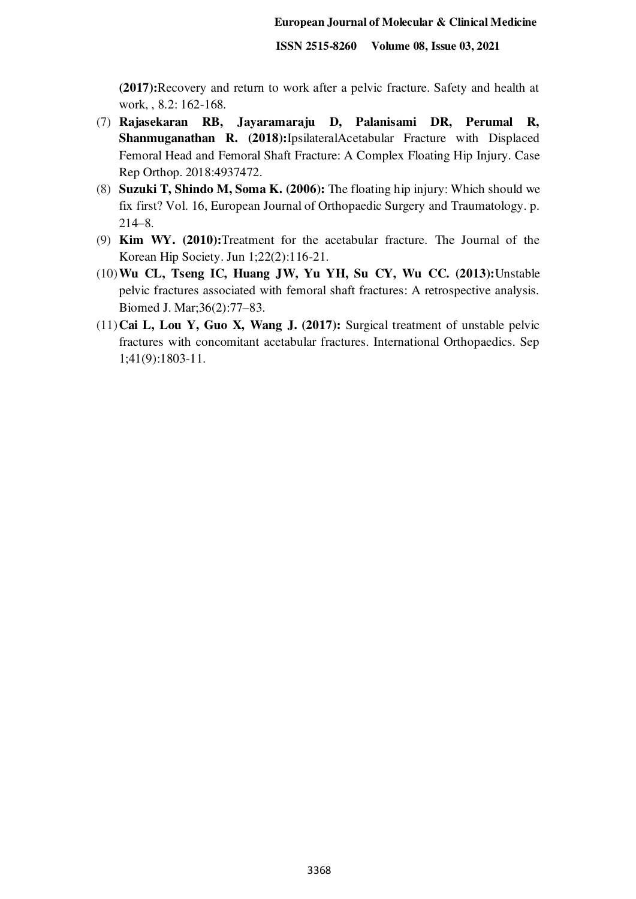**(2017):**Recovery and return to work after a pelvic fracture. Safety and health at work, , 8.2: 162-168.

(7) **Rajasekaran RB, Jayaramaraju D, Palanisami DR, Perumal R, Shanmuganathan R. (2018):**IpsilateralAcetabular Fracture with Displaced Femoral Head and Femoral Shaft Fracture: A Complex Floating Hip Injury. Case Rep Orthop. 2018:4937472.

(8) **Suzuki T, Shindo M, Soma K. (2006):** The floating hip injury: Which should we fix first? Vol. 16, European Journal of Orthopaedic Surgery and Traumatology. p. 214–8.

(9) **Kim WY. (2010):**Treatment for the acetabular fracture. The Journal of the Korean Hip Society. Jun 1;22(2):116-21.

(10) **Wu CL, Tseng IC, Huang JW, Yu YH, Su CY, Wu CC. (2013):**Unstable pelvic fractures associated with femoral shaft fractures: A retrospective analysis. Biomed J. Mar;36(2):77–83.

(11) **Cai L, Lou Y, Guo X, Wang J. (2017):** Surgical treatment of unstable pelvic fractures with concomitant acetabular fractures. International Orthopaedics. Sep 1;41(9):1803-11.